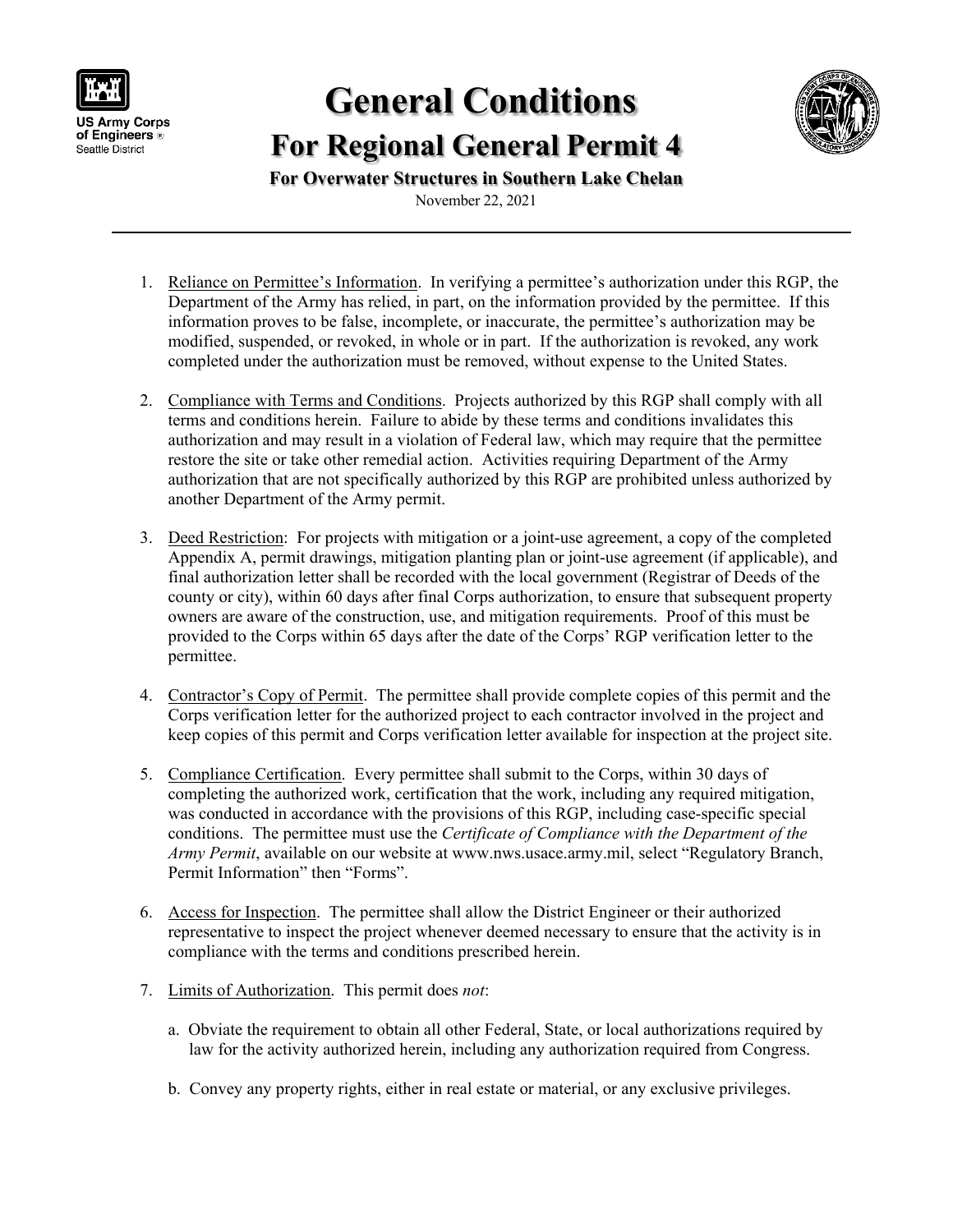US Army Corps of Engineers ®
Seattle District

# General Conditions

## For Regional General Permit 4

### For Overwater Structures in Southern Lake Chelan

November 22, 2021

---

1. Reliance on Permittee's Information. In verifying a permittee's authorization under this RGP, the Department of the Army has relied, in part, on the information provided by the permittee. If this information proves to be false, incomplete, or inaccurate, the permittee's authorization may be modified, suspended, or revoked, in whole or in part. If the authorization is revoked, any work completed under the authorization must be removed, without expense to the United States.

2. Compliance with Terms and Conditions. Projects authorized by this RGP shall comply with all terms and conditions herein. Failure to abide by these terms and conditions invalidates this authorization and may result in a violation of Federal law, which may require that the permittee restore the site or take other remedial action. Activities requiring Department of the Army authorization that are not specifically authorized by this RGP are prohibited unless authorized by another Department of the Army permit.

3. Deed Restriction: For projects with mitigation or a joint-use agreement, a copy of the completed Appendix A, permit drawings, mitigation planting plan or joint-use agreement (if applicable), and final authorization letter shall be recorded with the local government (Registrar of Deeds of the county or city), within 60 days after final Corps authorization, to ensure that subsequent property owners are aware of the construction, use, and mitigation requirements. Proof of this must be provided to the Corps within 65 days after the date of the Corps' RGP verification letter to the permittee.

4. Contractor's Copy of Permit. The permittee shall provide complete copies of this permit and the Corps verification letter for the authorized project to each contractor involved in the project and keep copies of this permit and Corps verification letter available for inspection at the project site.

5. Compliance Certification. Every permittee shall submit to the Corps, within 30 days of completing the authorized work, certification that the work, including any required mitigation, was conducted in accordance with the provisions of this RGP, including case-specific special conditions. The permittee must use the *Certificate of Compliance with the Department of the Army Permit*, available on our website at www.nws.usace.army.mil, select "Regulatory Branch, Permit Information" then "Forms".

6. Access for Inspection. The permittee shall allow the District Engineer or their authorized representative to inspect the project whenever deemed necessary to ensure that the activity is in compliance with the terms and conditions prescribed herein.

7. Limits of Authorization. This permit does *not*:

   a. Obviate the requirement to obtain all other Federal, State, or local authorizations required by law for the activity authorized herein, including any authorization required from Congress.

   b. Convey any property rights, either in real estate or material, or any exclusive privileges.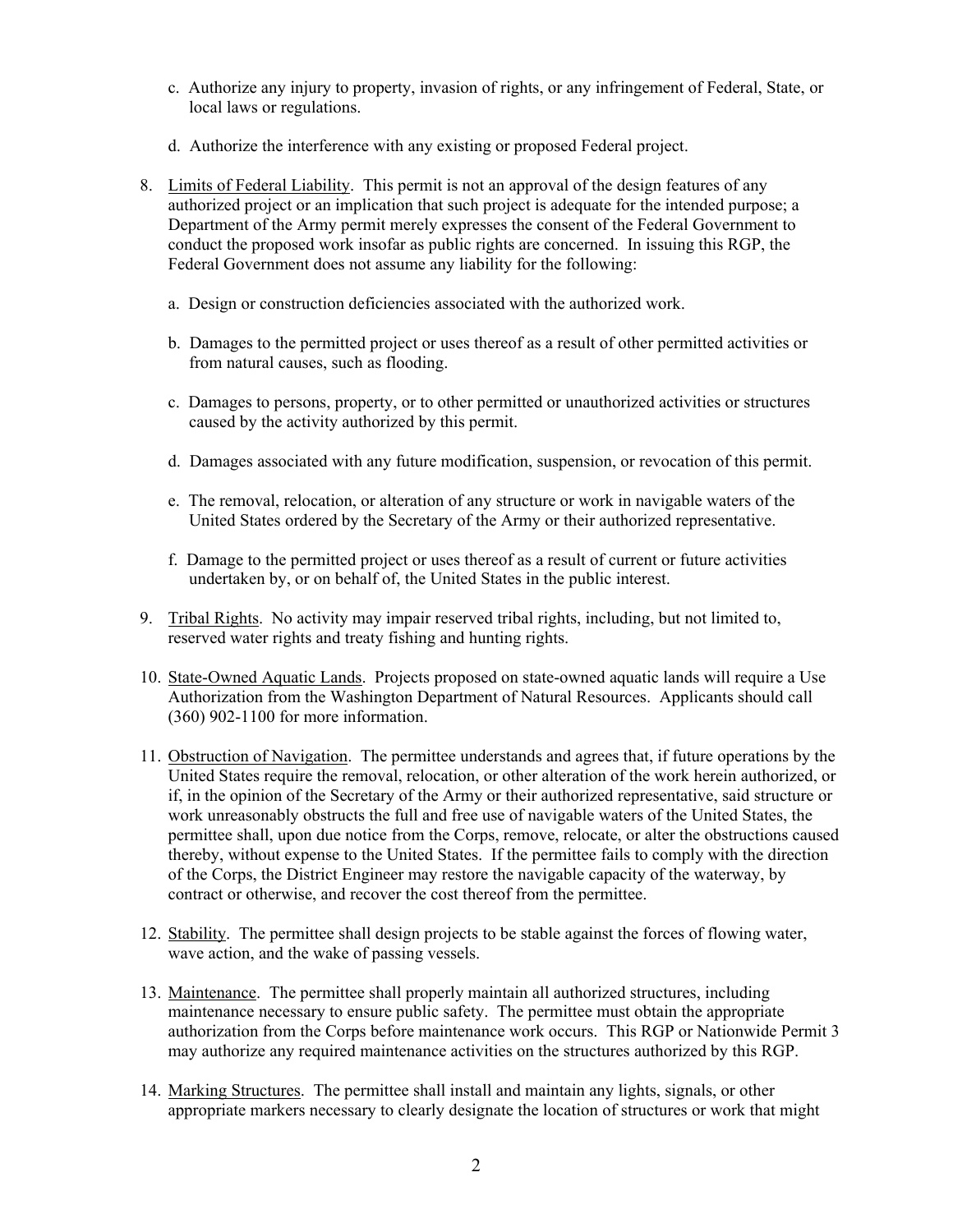c. Authorize any injury to property, invasion of rights, or any infringement of Federal, State, or local laws or regulations.

d. Authorize the interference with any existing or proposed Federal project.

8. Limits of Federal Liability. This permit is not an approval of the design features of any authorized project or an implication that such project is adequate for the intended purpose; a Department of the Army permit merely expresses the consent of the Federal Government to conduct the proposed work insofar as public rights are concerned. In issuing this RGP, the Federal Government does not assume any liability for the following:

   a. Design or construction deficiencies associated with the authorized work.

   b. Damages to the permitted project or uses thereof as a result of other permitted activities or from natural causes, such as flooding.

   c. Damages to persons, property, or to other permitted or unauthorized activities or structures caused by the activity authorized by this permit.

   d. Damages associated with any future modification, suspension, or revocation of this permit.

   e. The removal, relocation, or alteration of any structure or work in navigable waters of the United States ordered by the Secretary of the Army or their authorized representative.

   f. Damage to the permitted project or uses thereof as a result of current or future activities undertaken by, or on behalf of, the United States in the public interest.

9. Tribal Rights. No activity may impair reserved tribal rights, including, but not limited to, reserved water rights and treaty fishing and hunting rights.

10. State-Owned Aquatic Lands. Projects proposed on state-owned aquatic lands will require a Use Authorization from the Washington Department of Natural Resources. Applicants should call (360) 902-1100 for more information.

11. Obstruction of Navigation. The permittee understands and agrees that, if future operations by the United States require the removal, relocation, or other alteration of the work herein authorized, or if, in the opinion of the Secretary of the Army or their authorized representative, said structure or work unreasonably obstructs the full and free use of navigable waters of the United States, the permittee shall, upon due notice from the Corps, remove, relocate, or alter the obstructions caused thereby, without expense to the United States. If the permittee fails to comply with the direction of the Corps, the District Engineer may restore the navigable capacity of the waterway, by contract or otherwise, and recover the cost thereof from the permittee.

12. Stability. The permittee shall design projects to be stable against the forces of flowing water, wave action, and the wake of passing vessels.

13. Maintenance. The permittee shall properly maintain all authorized structures, including maintenance necessary to ensure public safety. The permittee must obtain the appropriate authorization from the Corps before maintenance work occurs. This RGP or Nationwide Permit 3 may authorize any required maintenance activities on the structures authorized by this RGP.

14. Marking Structures. The permittee shall install and maintain any lights, signals, or other appropriate markers necessary to clearly designate the location of structures or work that might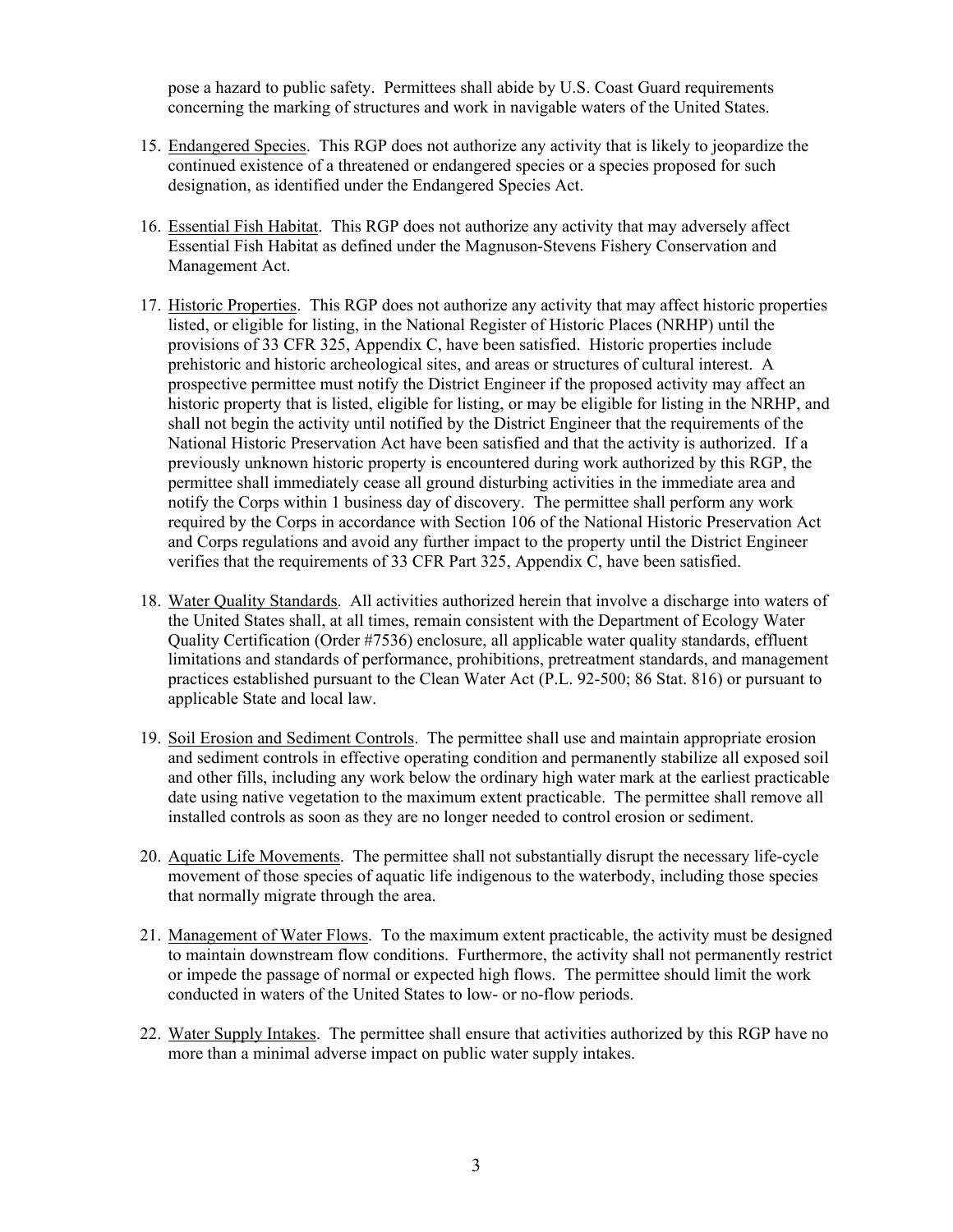pose a hazard to public safety. Permittees shall abide by U.S. Coast Guard requirements concerning the marking of structures and work in navigable waters of the United States.

15. Endangered Species. This RGP does not authorize any activity that is likely to jeopardize the continued existence of a threatened or endangered species or a species proposed for such designation, as identified under the Endangered Species Act.

16. Essential Fish Habitat. This RGP does not authorize any activity that may adversely affect Essential Fish Habitat as defined under the Magnuson-Stevens Fishery Conservation and Management Act.

17. Historic Properties. This RGP does not authorize any activity that may affect historic properties listed, or eligible for listing, in the National Register of Historic Places (NRHP) until the provisions of 33 CFR 325, Appendix C, have been satisfied. Historic properties include prehistoric and historic archeological sites, and areas or structures of cultural interest. A prospective permittee must notify the District Engineer if the proposed activity may affect an historic property that is listed, eligible for listing, or may be eligible for listing in the NRHP, and shall not begin the activity until notified by the District Engineer that the requirements of the National Historic Preservation Act have been satisfied and that the activity is authorized. If a previously unknown historic property is encountered during work authorized by this RGP, the permittee shall immediately cease all ground disturbing activities in the immediate area and notify the Corps within 1 business day of discovery. The permittee shall perform any work required by the Corps in accordance with Section 106 of the National Historic Preservation Act and Corps regulations and avoid any further impact to the property until the District Engineer verifies that the requirements of 33 CFR Part 325, Appendix C, have been satisfied.

18. Water Quality Standards. All activities authorized herein that involve a discharge into waters of the United States shall, at all times, remain consistent with the Department of Ecology Water Quality Certification (Order #7536) enclosure, all applicable water quality standards, effluent limitations and standards of performance, prohibitions, pretreatment standards, and management practices established pursuant to the Clean Water Act (P.L. 92-500; 86 Stat. 816) or pursuant to applicable State and local law.

19. Soil Erosion and Sediment Controls. The permittee shall use and maintain appropriate erosion and sediment controls in effective operating condition and permanently stabilize all exposed soil and other fills, including any work below the ordinary high water mark at the earliest practicable date using native vegetation to the maximum extent practicable. The permittee shall remove all installed controls as soon as they are no longer needed to control erosion or sediment.

20. Aquatic Life Movements. The permittee shall not substantially disrupt the necessary life-cycle movement of those species of aquatic life indigenous to the waterbody, including those species that normally migrate through the area.

21. Management of Water Flows. To the maximum extent practicable, the activity must be designed to maintain downstream flow conditions. Furthermore, the activity shall not permanently restrict or impede the passage of normal or expected high flows. The permittee should limit the work conducted in waters of the United States to low- or no-flow periods.

22. Water Supply Intakes. The permittee shall ensure that activities authorized by this RGP have no more than a minimal adverse impact on public water supply intakes.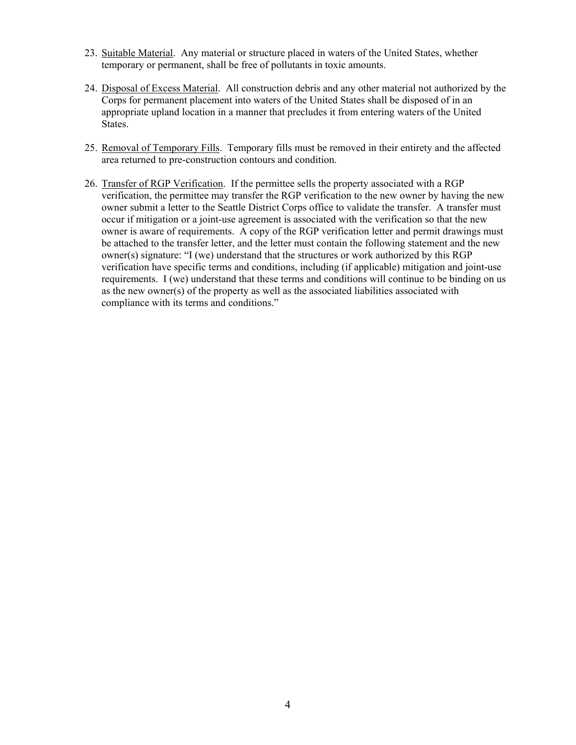23. Suitable Material. Any material or structure placed in waters of the United States, whether temporary or permanent, shall be free of pollutants in toxic amounts.

24. Disposal of Excess Material. All construction debris and any other material not authorized by the Corps for permanent placement into waters of the United States shall be disposed of in an appropriate upland location in a manner that precludes it from entering waters of the United States.

25. Removal of Temporary Fills. Temporary fills must be removed in their entirety and the affected area returned to pre-construction contours and condition.

26. Transfer of RGP Verification. If the permittee sells the property associated with a RGP verification, the permittee may transfer the RGP verification to the new owner by having the new owner submit a letter to the Seattle District Corps office to validate the transfer. A transfer must occur if mitigation or a joint-use agreement is associated with the verification so that the new owner is aware of requirements. A copy of the RGP verification letter and permit drawings must be attached to the transfer letter, and the letter must contain the following statement and the new owner(s) signature: "I (we) understand that the structures or work authorized by this RGP verification have specific terms and conditions, including (if applicable) mitigation and joint-use requirements. I (we) understand that these terms and conditions will continue to be binding on us as the new owner(s) of the property as well as the associated liabilities associated with compliance with its terms and conditions."